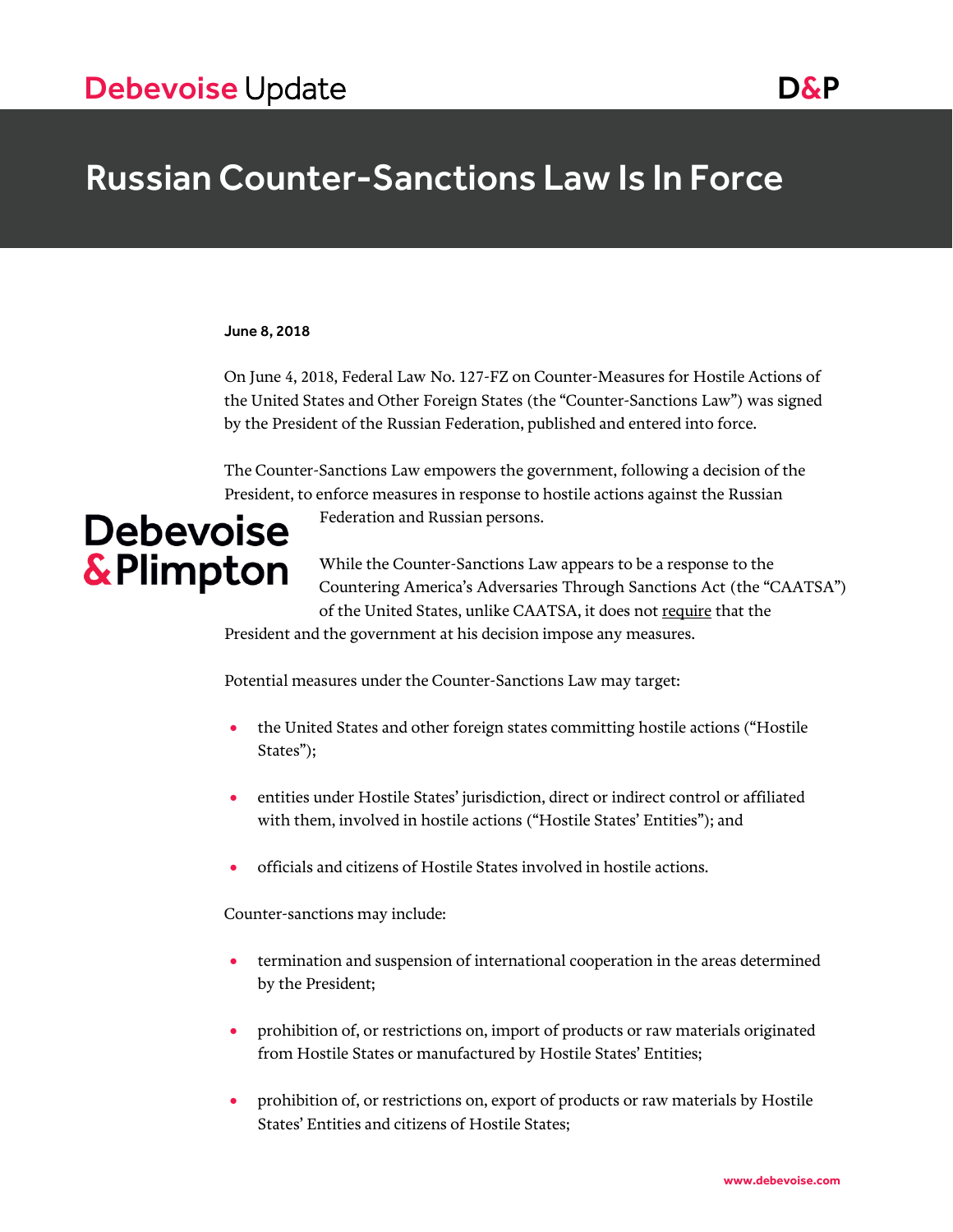# Russian Counter-Sanctions Law Is In Force

**June 8, 2018**

On June 4, 2018, Federal Law No. 127-FZ on Counter-Measures for Hostile Actions of the United States and Other Foreign States (the "Counter-Sanctions Law") was signed by the President of the Russian Federation, published and entered into force.

The Counter-Sanctions Law empowers the government, following a decision of the President, to enforce measures in response to hostile actions against the Russian Federation and Russian persons.

While the Counter-Sanctions Law appears to be a response to the Countering America's Adversaries Through Sanctions Act (the "CAATSA") of the United States, unlike CAATSA, it does not require that the President and the government at his decision impose any measures.

Potential measures under the Counter-Sanctions Law may target:

- the United States and other foreign states committing hostile actions ("Hostile States");
- entities under Hostile States' jurisdiction, direct or indirect control or affiliated with them, involved in hostile actions ("Hostile States' Entities"); and
- officials and citizens of Hostile States involved in hostile actions.

Counter-sanctions may include:

- termination and suspension of international cooperation in the areas determined by the President;
- prohibition of, or restrictions on, import of products or raw materials originated from Hostile States or manufactured by Hostile States' Entities;
- prohibition of, or restrictions on, export of products or raw materials by Hostile States' Entities and citizens of Hostile States;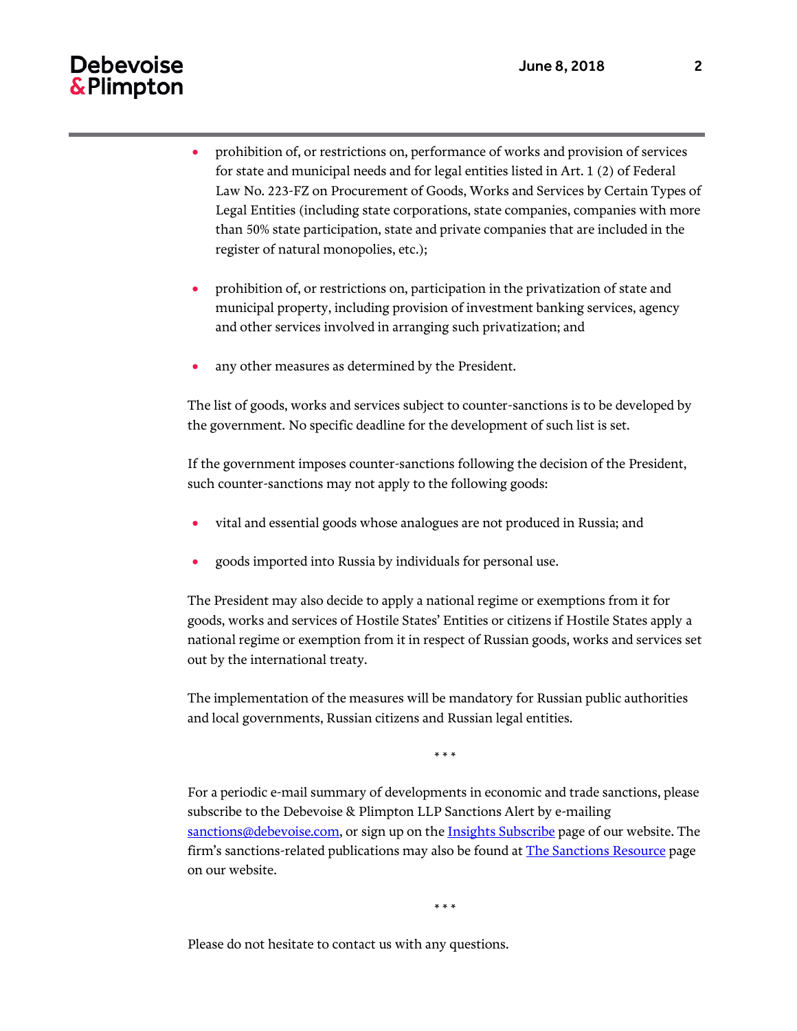- prohibition of, or restrictions on, performance of works and provision of services for state and municipal needs and for legal entities listed in Art. 1 (2) of Federal Law No. 223-FZ on Procurement of Goods, Works and Services by Certain Types of Legal Entities (including state corporations, state companies, companies with more than 50% state participation, state and private companies that are included in the register of natural monopolies, etc.);

- prohibition of, or restrictions on, participation in the privatization of state and municipal property, including provision of investment banking services, agency and other services involved in arranging such privatization; and

- any other measures as determined by the President.

The list of goods, works and services subject to counter-sanctions is to be developed by the government. No specific deadline for the development of such list is set.

If the government imposes counter-sanctions following the decision of the President, such counter-sanctions may not apply to the following goods:

- vital and essential goods whose analogues are not produced in Russia; and

- goods imported into Russia by individuals for personal use.

The President may also decide to apply a national regime or exemptions from it for goods, works and services of Hostile States' Entities or citizens if Hostile States apply a national regime or exemption from it in respect of Russian goods, works and services set out by the international treaty.

The implementation of the measures will be mandatory for Russian public authorities and local governments, Russian citizens and Russian legal entities.

\* \* \*

For a periodic e-mail summary of developments in economic and trade sanctions, please subscribe to the Debevoise & Plimpton LLP Sanctions Alert by e-mailing sanctions@debevoise.com, or sign up on the Insights Subscribe page of our website. The firm's sanctions-related publications may also be found at The Sanctions Resource page on our website.

\* \* \*

Please do not hesitate to contact us with any questions.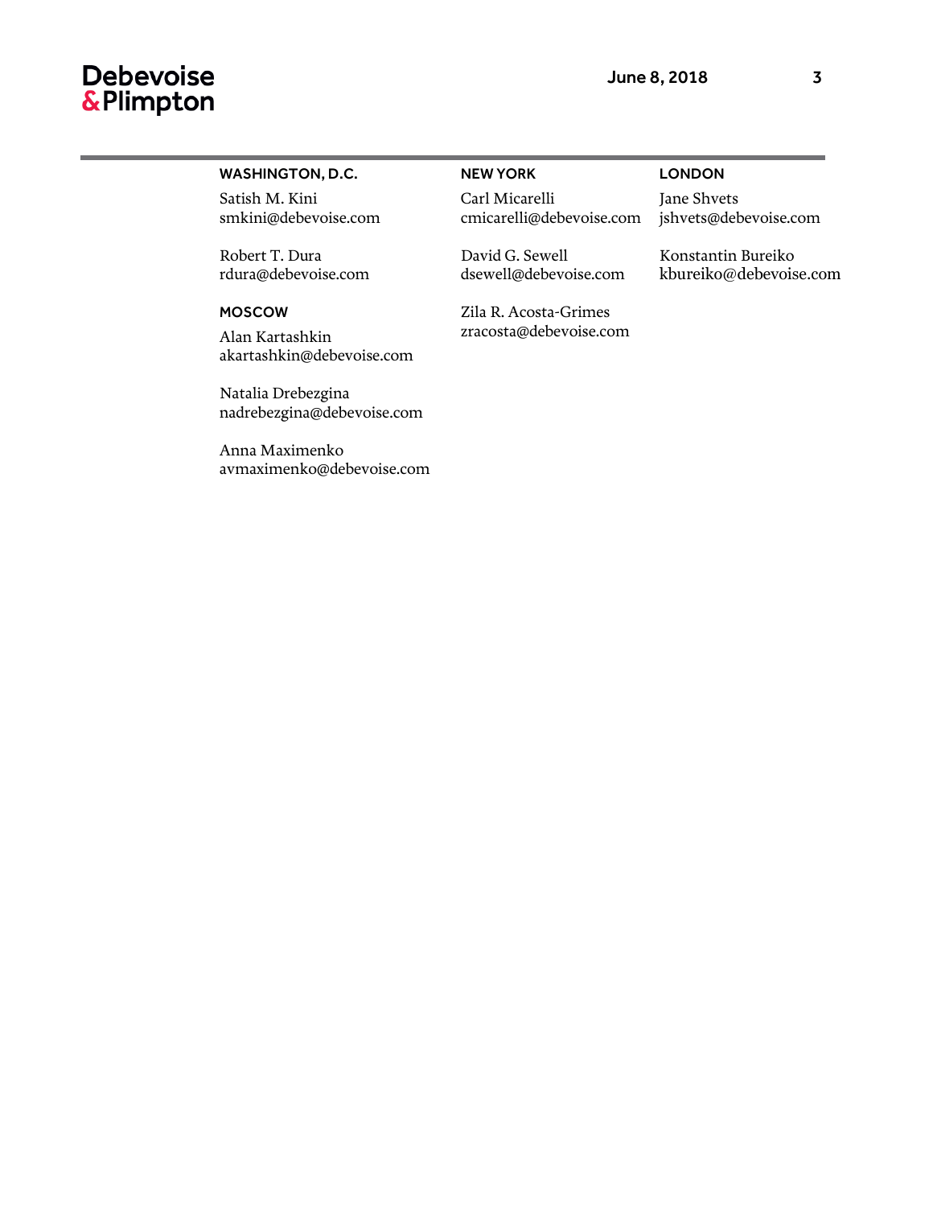**WASHINGTON, D.C.**

Satish M. Kini
smkini@debevoise.com

Robert T. Dura
rdura@debevoise.com

**MOSCOW**

Alan Kartashkin
akartashkin@debevoise.com

Natalia Drebezgina
nadrebezgina@debevoise.com

Anna Maximenko
avmaximenko@debevoise.com

**NEW YORK**

Carl Micarelli
cmicarelli@debevoise.com

David G. Sewell
dsewell@debevoise.com

Zila R. Acosta-Grimes
zracosta@debevoise.com

**LONDON**

Jane Shvets
jshvets@debevoise.com

Konstantin Bureiko
kbureiko@debevoise.com